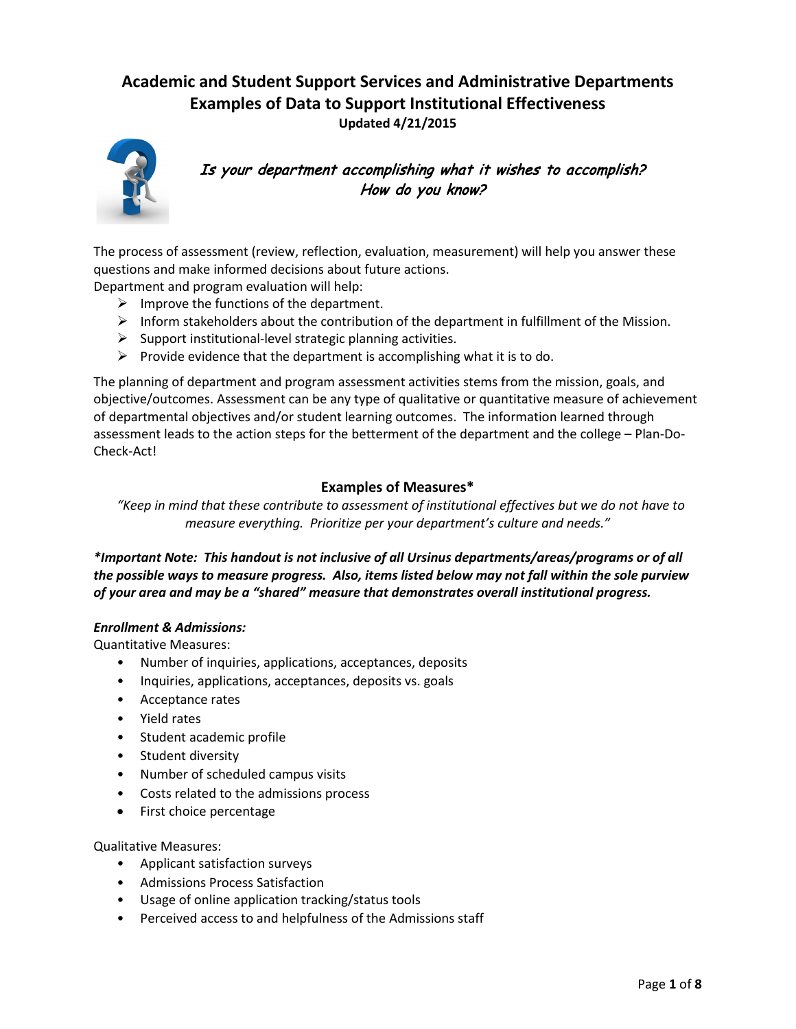# Academic and Student Support Services and Administrative Departments
# Examples of Data to Support Institutional Effectiveness

**Updated 4/21/2015**

*Is your department accomplishing what it wishes to accomplish?*
*How do you know?*

The process of assessment (review, reflection, evaluation, measurement) will help you answer these questions and make informed decisions about future actions.
Department and program evaluation will help:

- Improve the functions of the department.
- Inform stakeholders about the contribution of the department in fulfillment of the Mission.
- Support institutional-level strategic planning activities.
- Provide evidence that the department is accomplishing what it is to do.

The planning of department and program assessment activities stems from the mission, goals, and objective/outcomes. Assessment can be any type of qualitative or quantitative measure of achievement of departmental objectives and/or student learning outcomes. The information learned through assessment leads to the action steps for the betterment of the department and the college – Plan-Do-Check-Act!

## Examples of Measures*

*"Keep in mind that these contribute to assessment of institutional effectives but we do not have to measure everything. Prioritize per your department's culture and needs."*

***Important Note: This handout is not inclusive of all Ursinus departments/areas/programs or of all the possible ways to measure progress. Also, items listed below may not fall within the sole purview of your area and may be a "shared" measure that demonstrates overall institutional progress.***

***Enrollment & Admissions:***

Quantitative Measures:

- Number of inquiries, applications, acceptances, deposits
- Inquiries, applications, acceptances, deposits vs. goals
- Acceptance rates
- Yield rates
- Student academic profile
- Student diversity
- Number of scheduled campus visits
- Costs related to the admissions process
- First choice percentage

Qualitative Measures:

- Applicant satisfaction surveys
- Admissions Process Satisfaction
- Usage of online application tracking/status tools
- Perceived access to and helpfulness of the Admissions staff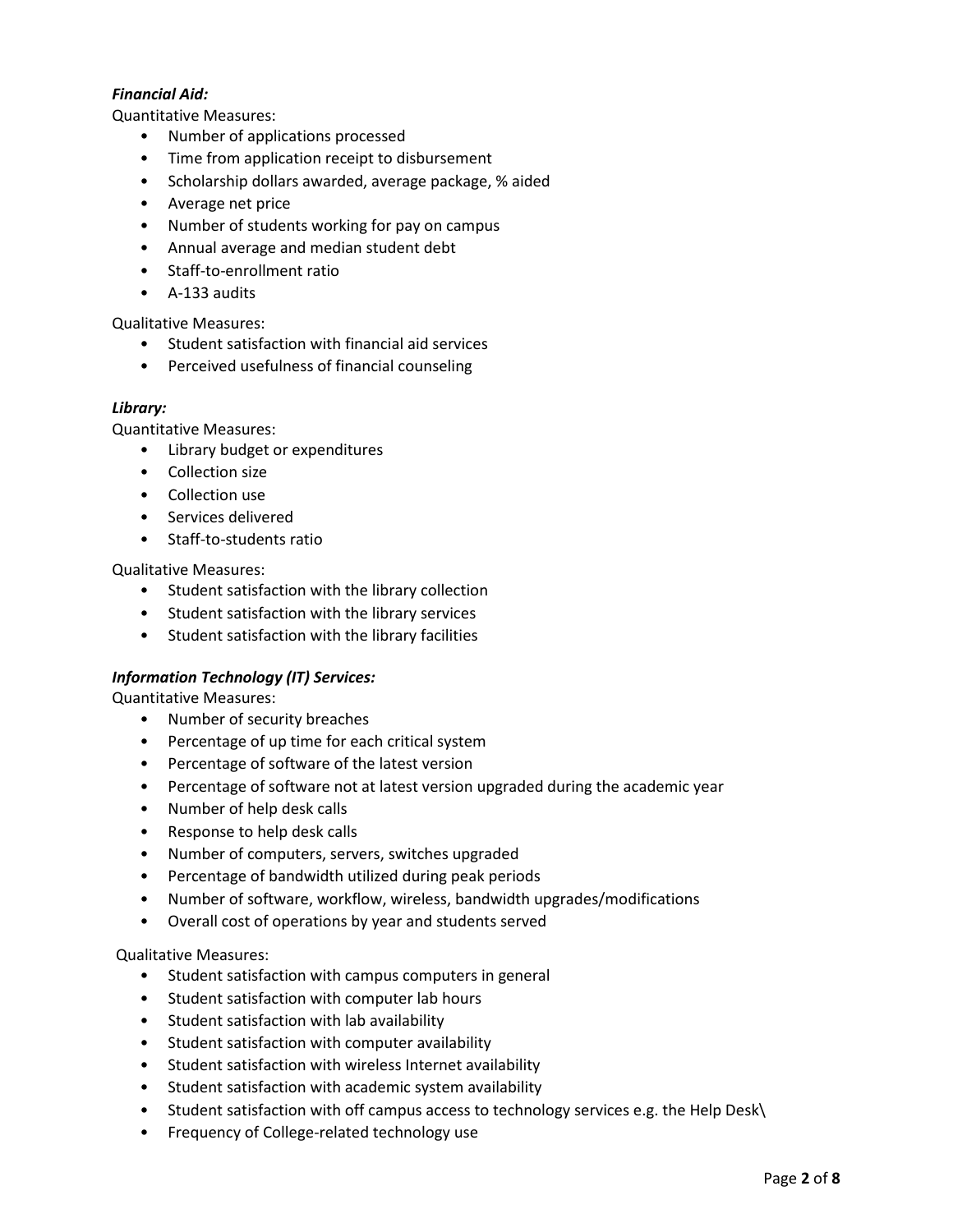***Financial Aid:***

Quantitative Measures:

- Number of applications processed
- Time from application receipt to disbursement
- Scholarship dollars awarded, average package, % aided
- Average net price
- Number of students working for pay on campus
- Annual average and median student debt
- Staff-to-enrollment ratio
- A-133 audits

Qualitative Measures:

- Student satisfaction with financial aid services
- Perceived usefulness of financial counseling

***Library:***

Quantitative Measures:

- Library budget or expenditures
- Collection size
- Collection use
- Services delivered
- Staff-to-students ratio

Qualitative Measures:

- Student satisfaction with the library collection
- Student satisfaction with the library services
- Student satisfaction with the library facilities

***Information Technology (IT) Services:***

Quantitative Measures:

- Number of security breaches
- Percentage of up time for each critical system
- Percentage of software of the latest version
- Percentage of software not at latest version upgraded during the academic year
- Number of help desk calls
- Response to help desk calls
- Number of computers, servers, switches upgraded
- Percentage of bandwidth utilized during peak periods
- Number of software, workflow, wireless, bandwidth upgrades/modifications
- Overall cost of operations by year and students served

Qualitative Measures:

- Student satisfaction with campus computers in general
- Student satisfaction with computer lab hours
- Student satisfaction with lab availability
- Student satisfaction with computer availability
- Student satisfaction with wireless Internet availability
- Student satisfaction with academic system availability
- Student satisfaction with off campus access to technology services e.g. the Help Desk\
- Frequency of College-related technology use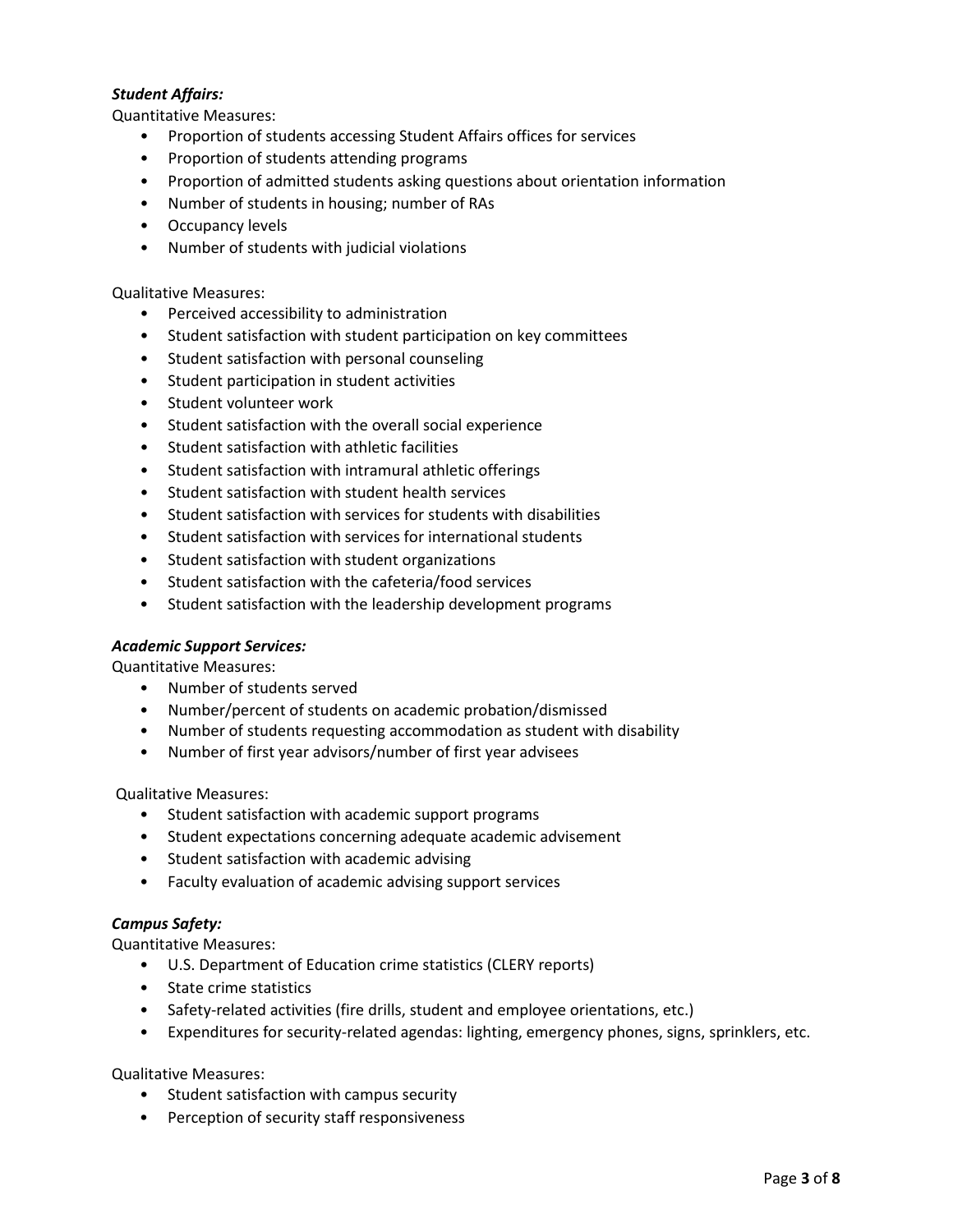***Student Affairs:***

Quantitative Measures:

- Proportion of students accessing Student Affairs offices for services
- Proportion of students attending programs
- Proportion of admitted students asking questions about orientation information
- Number of students in housing; number of RAs
- Occupancy levels
- Number of students with judicial violations

Qualitative Measures:

- Perceived accessibility to administration
- Student satisfaction with student participation on key committees
- Student satisfaction with personal counseling
- Student participation in student activities
- Student volunteer work
- Student satisfaction with the overall social experience
- Student satisfaction with athletic facilities
- Student satisfaction with intramural athletic offerings
- Student satisfaction with student health services
- Student satisfaction with services for students with disabilities
- Student satisfaction with services for international students
- Student satisfaction with student organizations
- Student satisfaction with the cafeteria/food services
- Student satisfaction with the leadership development programs

***Academic Support Services:***

Quantitative Measures:

- Number of students served
- Number/percent of students on academic probation/dismissed
- Number of students requesting accommodation as student with disability
- Number of first year advisors/number of first year advisees

Qualitative Measures:

- Student satisfaction with academic support programs
- Student expectations concerning adequate academic advisement
- Student satisfaction with academic advising
- Faculty evaluation of academic advising support services

***Campus Safety:***

Quantitative Measures:

- U.S. Department of Education crime statistics (CLERY reports)
- State crime statistics
- Safety-related activities (fire drills, student and employee orientations, etc.)
- Expenditures for security-related agendas: lighting, emergency phones, signs, sprinklers, etc.

Qualitative Measures:

- Student satisfaction with campus security
- Perception of security staff responsiveness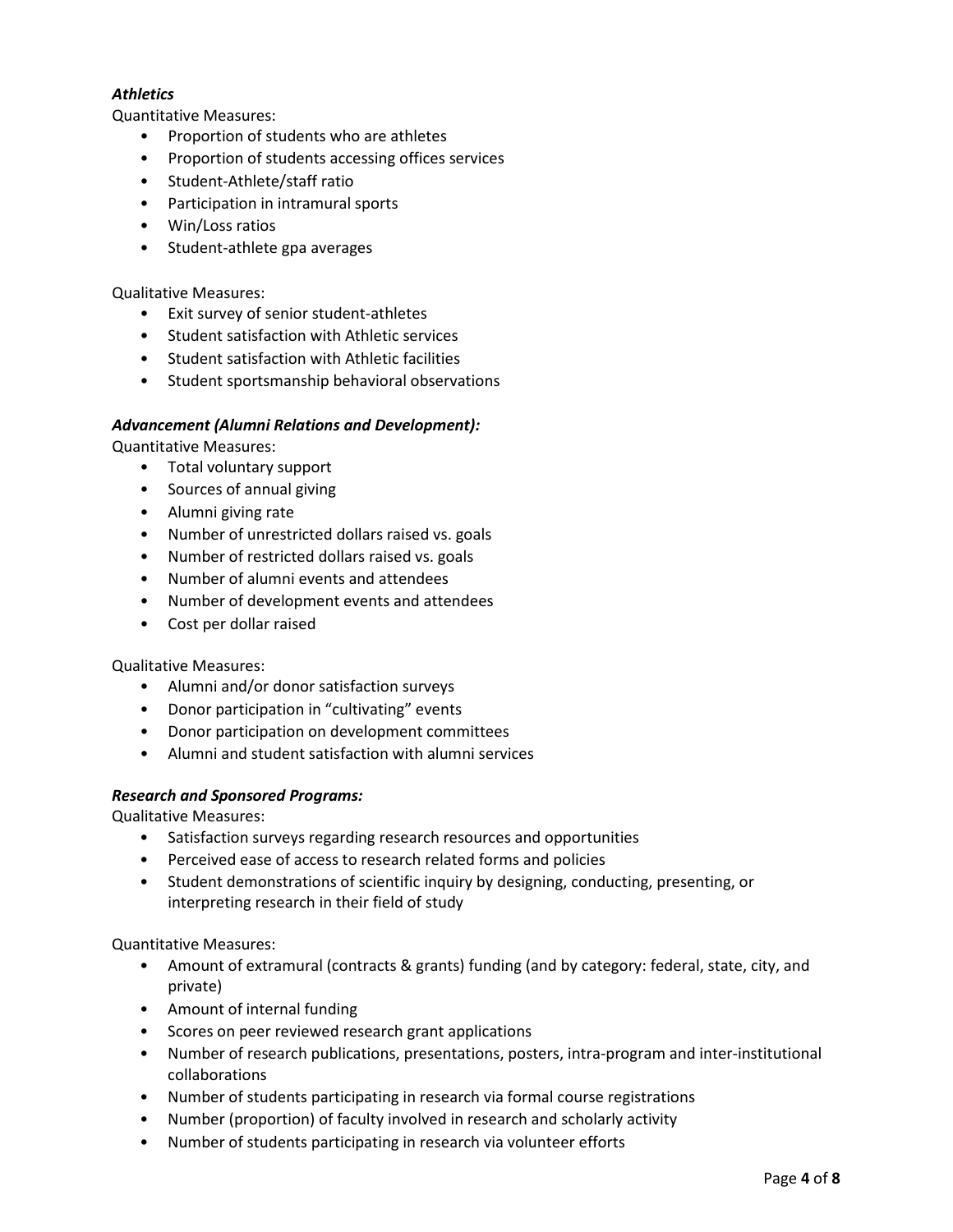***Athletics***

Quantitative Measures:

- Proportion of students who are athletes
- Proportion of students accessing offices services
- Student-Athlete/staff ratio
- Participation in intramural sports
- Win/Loss ratios
- Student-athlete gpa averages

Qualitative Measures:

- Exit survey of senior student-athletes
- Student satisfaction with Athletic services
- Student satisfaction with Athletic facilities
- Student sportsmanship behavioral observations

***Advancement (Alumni Relations and Development):***

Quantitative Measures:

- Total voluntary support
- Sources of annual giving
- Alumni giving rate
- Number of unrestricted dollars raised vs. goals
- Number of restricted dollars raised vs. goals
- Number of alumni events and attendees
- Number of development events and attendees
- Cost per dollar raised

Qualitative Measures:

- Alumni and/or donor satisfaction surveys
- Donor participation in "cultivating" events
- Donor participation on development committees
- Alumni and student satisfaction with alumni services

***Research and Sponsored Programs:***

Qualitative Measures:

- Satisfaction surveys regarding research resources and opportunities
- Perceived ease of access to research related forms and policies
- Student demonstrations of scientific inquiry by designing, conducting, presenting, or interpreting research in their field of study

Quantitative Measures:

- Amount of extramural (contracts & grants) funding (and by category: federal, state, city, and private)
- Amount of internal funding
- Scores on peer reviewed research grant applications
- Number of research publications, presentations, posters, intra-program and inter-institutional collaborations
- Number of students participating in research via formal course registrations
- Number (proportion) of faculty involved in research and scholarly activity
- Number of students participating in research via volunteer efforts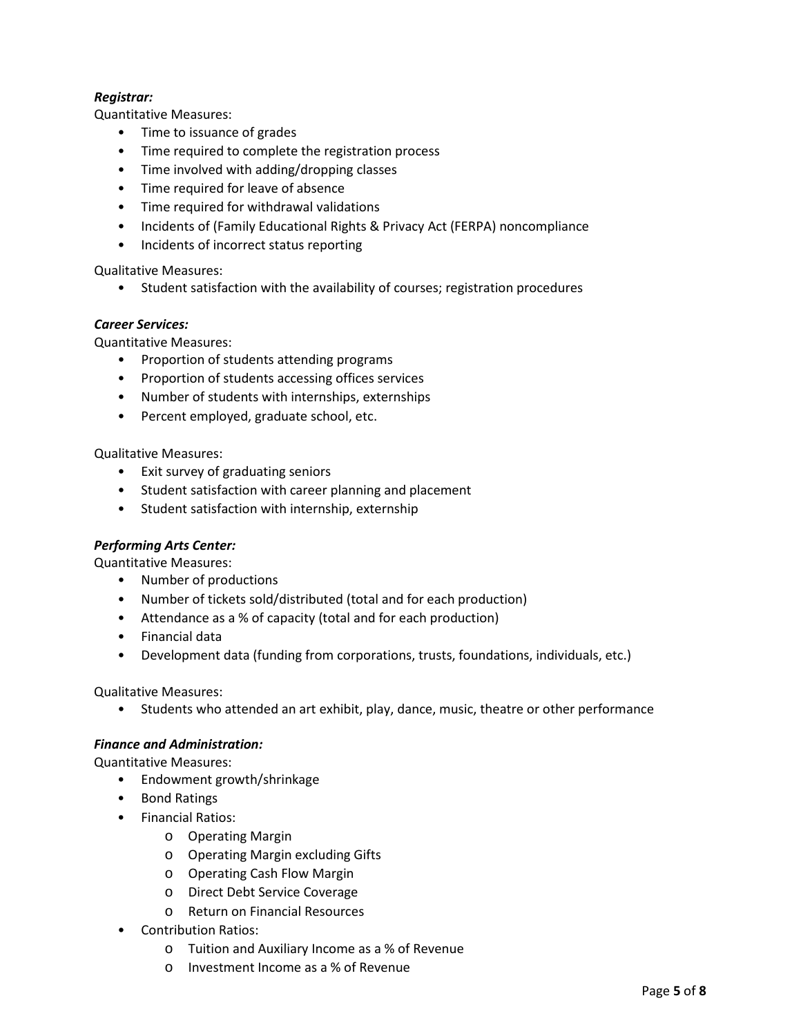***Registrar:***

Quantitative Measures:

- Time to issuance of grades
- Time required to complete the registration process
- Time involved with adding/dropping classes
- Time required for leave of absence
- Time required for withdrawal validations
- Incidents of (Family Educational Rights & Privacy Act (FERPA) noncompliance
- Incidents of incorrect status reporting

Qualitative Measures:

- Student satisfaction with the availability of courses; registration procedures

***Career Services:***

Quantitative Measures:

- Proportion of students attending programs
- Proportion of students accessing offices services
- Number of students with internships, externships
- Percent employed, graduate school, etc.

Qualitative Measures:

- Exit survey of graduating seniors
- Student satisfaction with career planning and placement
- Student satisfaction with internship, externship

***Performing Arts Center:***

Quantitative Measures:

- Number of productions
- Number of tickets sold/distributed (total and for each production)
- Attendance as a % of capacity (total and for each production)
- Financial data
- Development data (funding from corporations, trusts, foundations, individuals, etc.)

Qualitative Measures:

- Students who attended an art exhibit, play, dance, music, theatre or other performance

***Finance and Administration:***

Quantitative Measures:

- Endowment growth/shrinkage
- Bond Ratings
- Financial Ratios:
  - Operating Margin
  - Operating Margin excluding Gifts
  - Operating Cash Flow Margin
  - Direct Debt Service Coverage
  - Return on Financial Resources
- Contribution Ratios:
  - Tuition and Auxiliary Income as a % of Revenue
  - Investment Income as a % of Revenue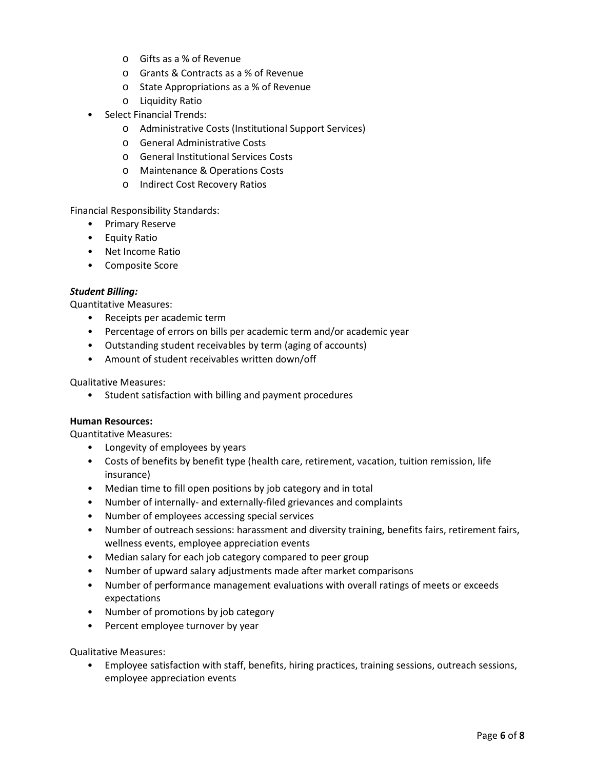- Gifts as a % of Revenue
  - Grants & Contracts as a % of Revenue
  - State Appropriations as a % of Revenue
  - Liquidity Ratio
- Select Financial Trends:
  - Administrative Costs (Institutional Support Services)
  - General Administrative Costs
  - General Institutional Services Costs
  - Maintenance & Operations Costs
  - Indirect Cost Recovery Ratios

Financial Responsibility Standards:

- Primary Reserve
- Equity Ratio
- Net Income Ratio
- Composite Score

***Student Billing:***

Quantitative Measures:

- Receipts per academic term
- Percentage of errors on bills per academic term and/or academic year
- Outstanding student receivables by term (aging of accounts)
- Amount of student receivables written down/off

Qualitative Measures:

- Student satisfaction with billing and payment procedures

**Human Resources:**

Quantitative Measures:

- Longevity of employees by years
- Costs of benefits by benefit type (health care, retirement, vacation, tuition remission, life insurance)
- Median time to fill open positions by job category and in total
- Number of internally- and externally-filed grievances and complaints
- Number of employees accessing special services
- Number of outreach sessions: harassment and diversity training, benefits fairs, retirement fairs, wellness events, employee appreciation events
- Median salary for each job category compared to peer group
- Number of upward salary adjustments made after market comparisons
- Number of performance management evaluations with overall ratings of meets or exceeds expectations
- Number of promotions by job category
- Percent employee turnover by year

Qualitative Measures:

- Employee satisfaction with staff, benefits, hiring practices, training sessions, outreach sessions, employee appreciation events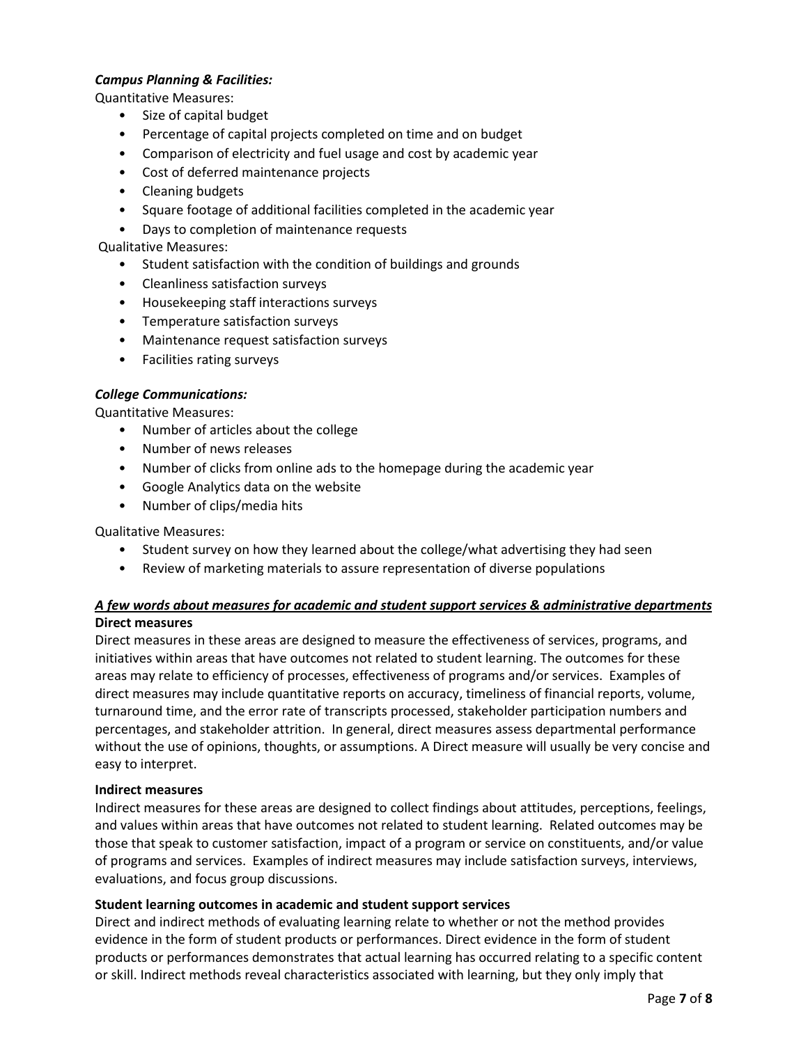***Campus Planning & Facilities:***

Quantitative Measures:

- Size of capital budget
- Percentage of capital projects completed on time and on budget
- Comparison of electricity and fuel usage and cost by academic year
- Cost of deferred maintenance projects
- Cleaning budgets
- Square footage of additional facilities completed in the academic year
- Days to completion of maintenance requests

Qualitative Measures:

- Student satisfaction with the condition of buildings and grounds
- Cleanliness satisfaction surveys
- Housekeeping staff interactions surveys
- Temperature satisfaction surveys
- Maintenance request satisfaction surveys
- Facilities rating surveys

***College Communications:***

Quantitative Measures:

- Number of articles about the college
- Number of news releases
- Number of clicks from online ads to the homepage during the academic year
- Google Analytics data on the website
- Number of clips/media hits

Qualitative Measures:

- Student survey on how they learned about the college/what advertising they had seen
- Review of marketing materials to assure representation of diverse populations

## ***A few words about measures for academic and student support services & administrative departments***

**Direct measures**

Direct measures in these areas are designed to measure the effectiveness of services, programs, and initiatives within areas that have outcomes not related to student learning. The outcomes for these areas may relate to efficiency of processes, effectiveness of programs and/or services. Examples of direct measures may include quantitative reports on accuracy, timeliness of financial reports, volume, turnaround time, and the error rate of transcripts processed, stakeholder participation numbers and percentages, and stakeholder attrition. In general, direct measures assess departmental performance without the use of opinions, thoughts, or assumptions. A Direct measure will usually be very concise and easy to interpret.

**Indirect measures**

Indirect measures for these areas are designed to collect findings about attitudes, perceptions, feelings, and values within areas that have outcomes not related to student learning. Related outcomes may be those that speak to customer satisfaction, impact of a program or service on constituents, and/or value of programs and services. Examples of indirect measures may include satisfaction surveys, interviews, evaluations, and focus group discussions.

**Student learning outcomes in academic and student support services**

Direct and indirect methods of evaluating learning relate to whether or not the method provides evidence in the form of student products or performances. Direct evidence in the form of student products or performances demonstrates that actual learning has occurred relating to a specific content or skill. Indirect methods reveal characteristics associated with learning, but they only imply that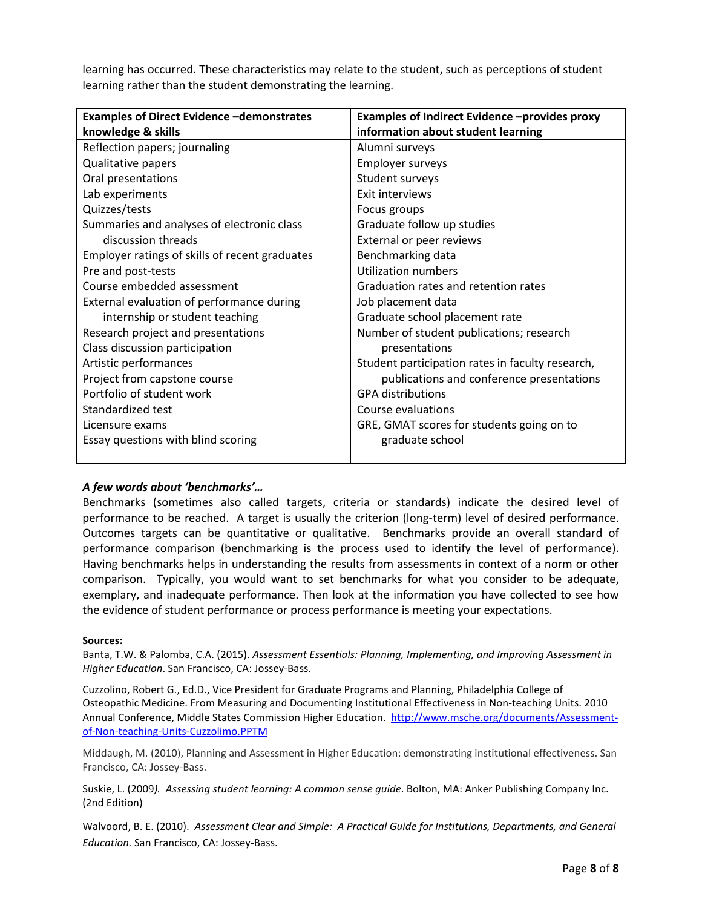learning has occurred. These characteristics may relate to the student, such as perceptions of student learning rather than the student demonstrating the learning.

| Examples of Direct Evidence –demonstrates knowledge & skills | Examples of Indirect Evidence –provides proxy information about student learning |
|---|---|
| Reflection papers; journaling | Alumni surveys |
| Qualitative papers | Employer surveys |
| Oral presentations | Student surveys |
| Lab experiments | Exit interviews |
| Quizzes/tests | Focus groups |
| Summaries and analyses of electronic class discussion threads | Graduate follow up studies |
| Employer ratings of skills of recent graduates | External or peer reviews |
| Pre and post-tests | Benchmarking data |
| Course embedded assessment | Utilization numbers |
| External evaluation of performance during internship or student teaching | Graduation rates and retention rates |
| Research project and presentations | Job placement data |
| Class discussion participation | Graduate school placement rate |
| Artistic performances | Number of student publications; research presentations |
| Project from capstone course | Student participation rates in faculty research, publications and conference presentations |
| Portfolio of student work | GPA distributions |
| Standardized test | Course evaluations |
| Licensure exams | GRE, GMAT scores for students going on to graduate school |
| Essay questions with blind scoring | |

### *A few words about 'benchmarks'…*

Benchmarks (sometimes also called targets, criteria or standards) indicate the desired level of performance to be reached. A target is usually the criterion (long-term) level of desired performance. Outcomes targets can be quantitative or qualitative. Benchmarks provide an overall standard of performance comparison (benchmarking is the process used to identify the level of performance). Having benchmarks helps in understanding the results from assessments in context of a norm or other comparison. Typically, you would want to set benchmarks for what you consider to be adequate, exemplary, and inadequate performance. Then look at the information you have collected to see how the evidence of student performance or process performance is meeting your expectations.

**Sources:**

Banta, T.W. & Palomba, C.A. (2015). *Assessment Essentials: Planning, Implementing, and Improving Assessment in Higher Education*. San Francisco, CA: Jossey-Bass.

Cuzzolino, Robert G., Ed.D., Vice President for Graduate Programs and Planning, Philadelphia College of Osteopathic Medicine. From Measuring and Documenting Institutional Effectiveness in Non-teaching Units. 2010 Annual Conference, Middle States Commission Higher Education. [http://www.msche.org/documents/Assessment-of-Non-teaching-Units-Cuzzolimo.PPTM](http://www.msche.org/documents/Assessment-of-Non-teaching-Units-Cuzzolimo.PPTM)

Middaugh, M. (2010), Planning and Assessment in Higher Education: demonstrating institutional effectiveness. San Francisco, CA: Jossey-Bass.

Suskie, L. (2009). *Assessing student learning: A common sense guide*. Bolton, MA: Anker Publishing Company Inc. (2nd Edition)

Walvoord, B. E. (2010). *Assessment Clear and Simple: A Practical Guide for Institutions, Departments, and General Education.* San Francisco, CA: Jossey-Bass.